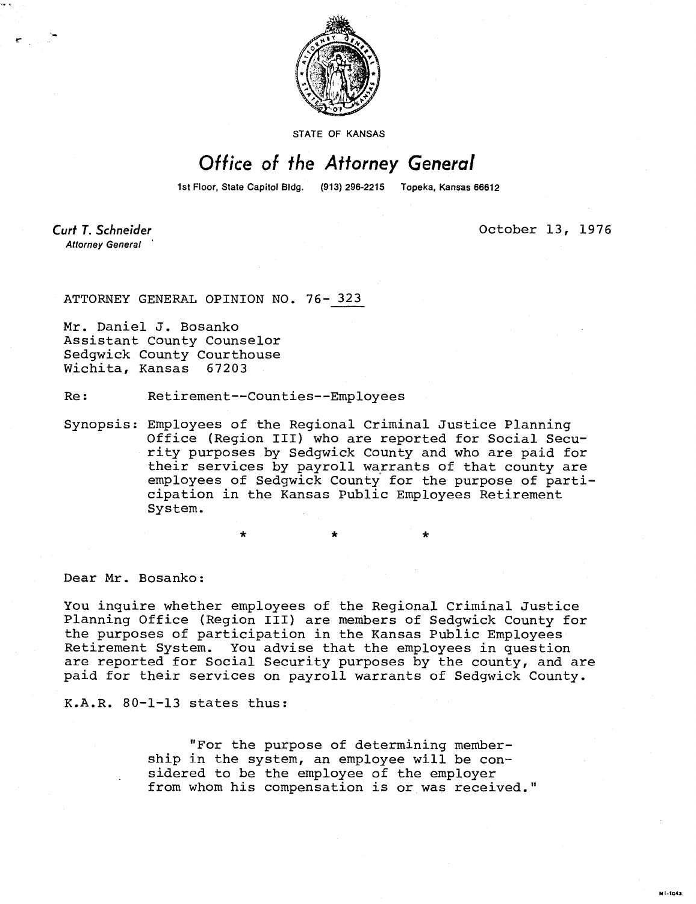STATE OF KANSAS

# Office of the Attorney General

1st Floor, State Capitol Bldg. (913) 296-2215 Topeka, Kansas 66612

Curt T. Schneider
*Attorney General*

October 13, 1976

ATTORNEY GENERAL OPINION NO. 76- 323

Mr. Daniel J. Bosanko
Assistant County Counselor
Sedgwick County Courthouse
Wichita, Kansas 67203

Re: Retirement--Counties--Employees

Synopsis: Employees of the Regional Criminal Justice Planning Office (Region III) who are reported for Social Security purposes by Sedgwick County and who are paid for their services by payroll warrants of that county are employees of Sedgwick County for the purpose of participation in the Kansas Public Employees Retirement System.

\* \* \*

Dear Mr. Bosanko:

You inquire whether employees of the Regional Criminal Justice Planning Office (Region III) are members of Sedgwick County for the purposes of participation in the Kansas Public Employees Retirement System. You advise that the employees in question are reported for Social Security purposes by the county, and are paid for their services on payroll warrants of Sedgwick County.

K.A.R. 80-1-13 states thus:

> "For the purpose of determining membership in the system, an employee will be considered to be the employee of the employer from whom his compensation is or was received."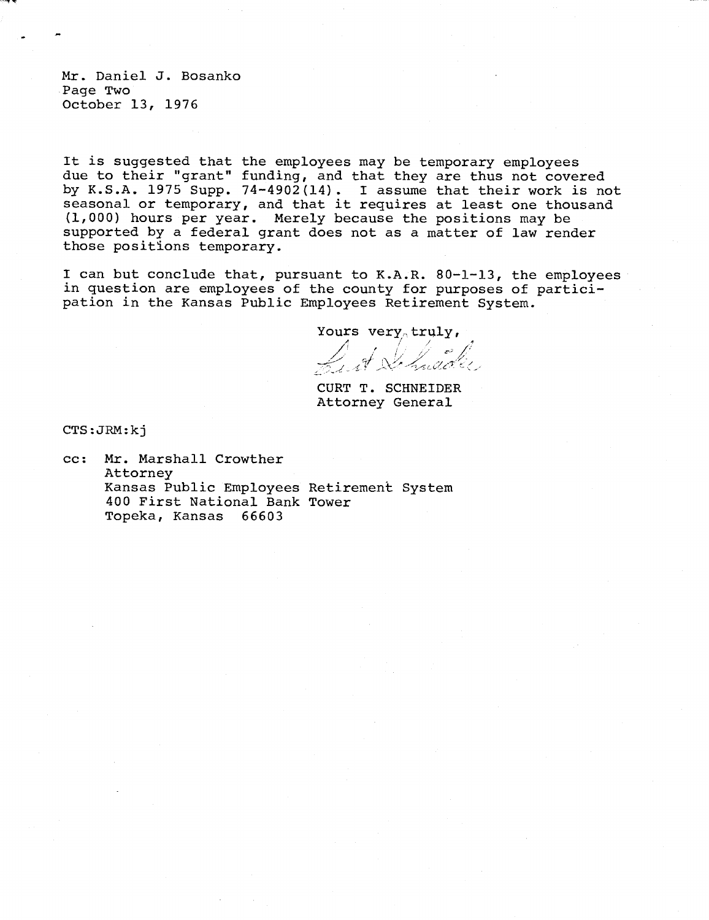Mr. Daniel J. Bosanko
Page Two
October 13, 1976

It is suggested that the employees may be temporary employees due to their "grant" funding, and that they are thus not covered by K.S.A. 1975 Supp. 74-4902(14). I assume that their work is not seasonal or temporary, and that it requires at least one thousand (1,000) hours per year. Merely because the positions may be supported by a federal grant does not as a matter of law render those positions temporary.

I can but conclude that, pursuant to K.A.R. 80-1-13, the employees in question are employees of the county for purposes of participation in the Kansas Public Employees Retirement System.

Yours very truly,

CURT T. SCHNEIDER
Attorney General

CTS:JRM:kj

cc: Mr. Marshall Crowther
Attorney
Kansas Public Employees Retirement System
400 First National Bank Tower
Topeka, Kansas 66603